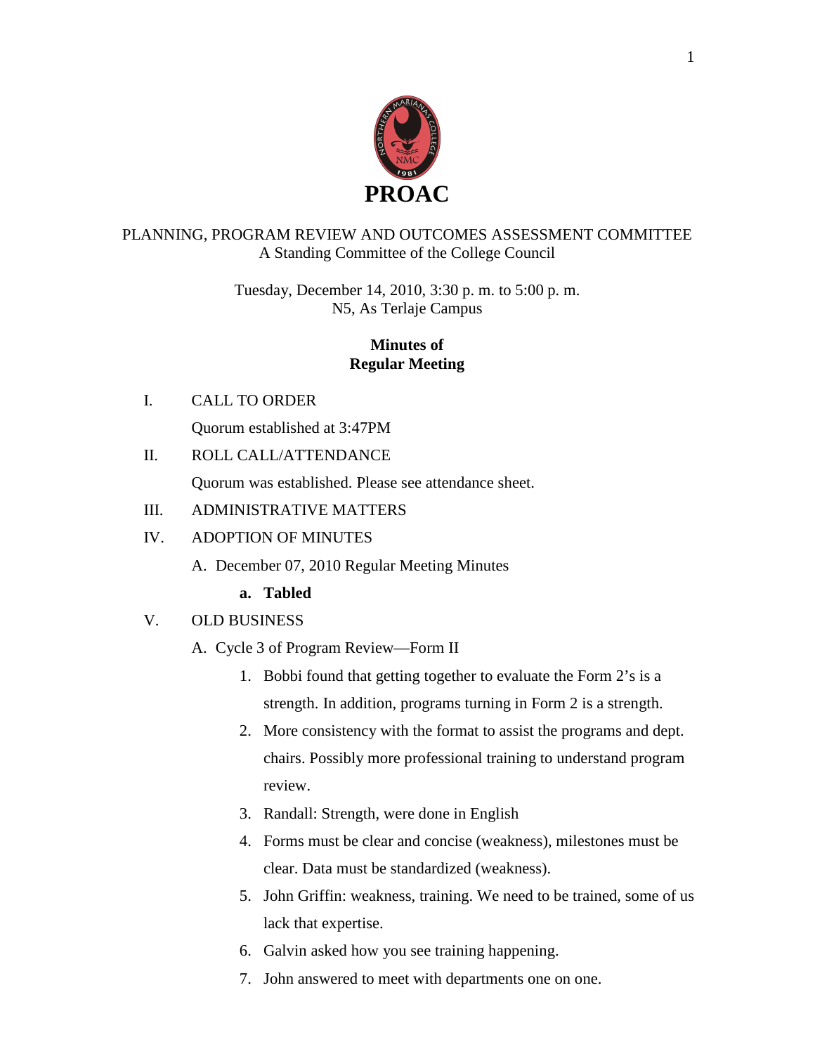# PROAC

PLANNING, PROGRAM REVIEW AND OUTCOMES ASSESSMENT COMMITTEE
A Standing Committee of the College Council

Tuesday, December 14, 2010, 3:30 p. m. to 5:00 p. m.
N5, As Terlaje Campus

**Minutes of**
**Regular Meeting**

I. CALL TO ORDER

Quorum established at 3:47PM

II. ROLL CALL/ATTENDANCE

Quorum was established. Please see attendance sheet.

III. ADMINISTRATIVE MATTERS

IV. ADOPTION OF MINUTES

A. December 07, 2010 Regular Meeting Minutes

**a. Tabled**

V. OLD BUSINESS

A. Cycle 3 of Program Review—Form II

1. Bobbi found that getting together to evaluate the Form 2's is a strength. In addition, programs turning in Form 2 is a strength.
2. More consistency with the format to assist the programs and dept. chairs. Possibly more professional training to understand program review.
3. Randall: Strength, were done in English
4. Forms must be clear and concise (weakness), milestones must be clear. Data must be standardized (weakness).
5. John Griffin: weakness, training. We need to be trained, some of us lack that expertise.
6. Galvin asked how you see training happening.
7. John answered to meet with departments one on one.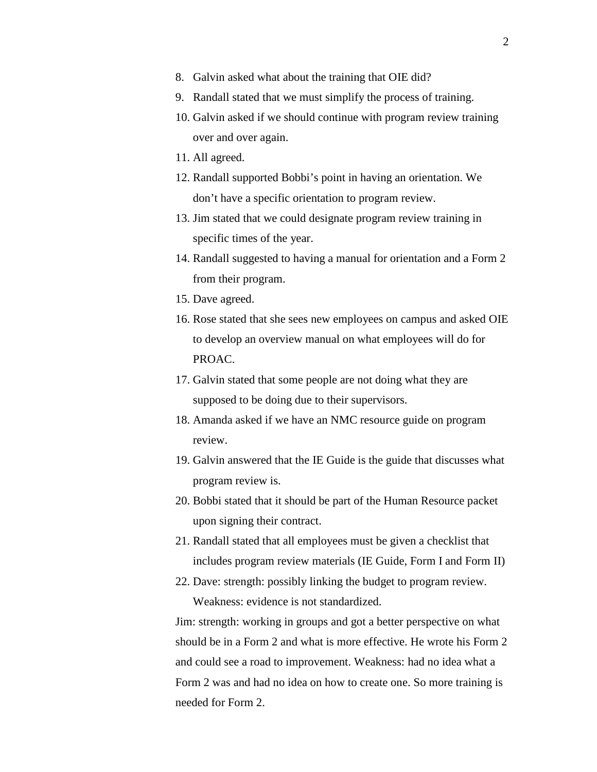8. Galvin asked what about the training that OIE did?
9. Randall stated that we must simplify the process of training.
10. Galvin asked if we should continue with program review training over and over again.
11. All agreed.
12. Randall supported Bobbi's point in having an orientation. We don't have a specific orientation to program review.
13. Jim stated that we could designate program review training in specific times of the year.
14. Randall suggested to having a manual for orientation and a Form 2 from their program.
15. Dave agreed.
16. Rose stated that she sees new employees on campus and asked OIE to develop an overview manual on what employees will do for PROAC.
17. Galvin stated that some people are not doing what they are supposed to be doing due to their supervisors.
18. Amanda asked if we have an NMC resource guide on program review.
19. Galvin answered that the IE Guide is the guide that discusses what program review is.
20. Bobbi stated that it should be part of the Human Resource packet upon signing their contract.
21. Randall stated that all employees must be given a checklist that includes program review materials (IE Guide, Form I and Form II)
22. Dave: strength: possibly linking the budget to program review. Weakness: evidence is not standardized.

Jim: strength: working in groups and got a better perspective on what should be in a Form 2 and what is more effective. He wrote his Form 2 and could see a road to improvement. Weakness: had no idea what a Form 2 was and had no idea on how to create one. So more training is needed for Form 2.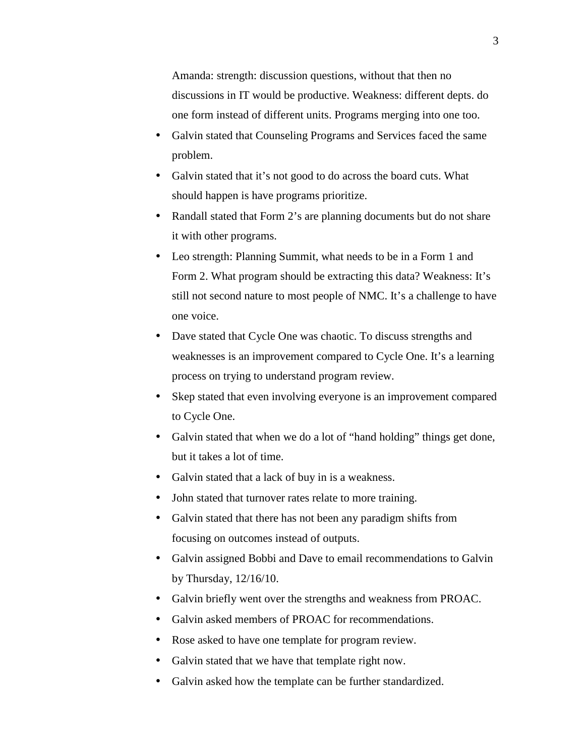Amanda: strength: discussion questions, without that then no discussions in IT would be productive. Weakness: different depts. do one form instead of different units. Programs merging into one too.

- Galvin stated that Counseling Programs and Services faced the same problem.
- Galvin stated that it's not good to do across the board cuts. What should happen is have programs prioritize.
- Randall stated that Form 2's are planning documents but do not share it with other programs.
- Leo strength: Planning Summit, what needs to be in a Form 1 and Form 2. What program should be extracting this data? Weakness: It's still not second nature to most people of NMC. It's a challenge to have one voice.
- Dave stated that Cycle One was chaotic. To discuss strengths and weaknesses is an improvement compared to Cycle One. It's a learning process on trying to understand program review.
- Skep stated that even involving everyone is an improvement compared to Cycle One.
- Galvin stated that when we do a lot of "hand holding" things get done, but it takes a lot of time.
- Galvin stated that a lack of buy in is a weakness.
- John stated that turnover rates relate to more training.
- Galvin stated that there has not been any paradigm shifts from focusing on outcomes instead of outputs.
- Galvin assigned Bobbi and Dave to email recommendations to Galvin by Thursday, 12/16/10.
- Galvin briefly went over the strengths and weakness from PROAC.
- Galvin asked members of PROAC for recommendations.
- Rose asked to have one template for program review.
- Galvin stated that we have that template right now.
- Galvin asked how the template can be further standardized.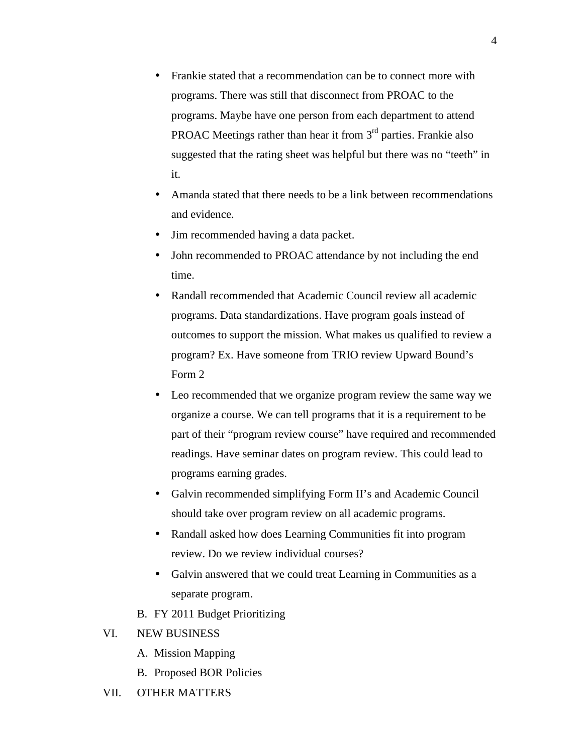- Frankie stated that a recommendation can be to connect more with programs. There was still that disconnect from PROAC to the programs. Maybe have one person from each department to attend PROAC Meetings rather than hear it from 3rd parties. Frankie also suggested that the rating sheet was helpful but there was no "teeth" in it.
- Amanda stated that there needs to be a link between recommendations and evidence.
- Jim recommended having a data packet.
- John recommended to PROAC attendance by not including the end time.
- Randall recommended that Academic Council review all academic programs. Data standardizations. Have program goals instead of outcomes to support the mission. What makes us qualified to review a program? Ex. Have someone from TRIO review Upward Bound's Form 2
- Leo recommended that we organize program review the same way we organize a course. We can tell programs that it is a requirement to be part of their "program review course" have required and recommended readings. Have seminar dates on program review. This could lead to programs earning grades.
- Galvin recommended simplifying Form II's and Academic Council should take over program review on all academic programs.
- Randall asked how does Learning Communities fit into program review. Do we review individual courses?
- Galvin answered that we could treat Learning in Communities as a separate program.

B. FY 2011 Budget Prioritizing

VI. NEW BUSINESS

A. Mission Mapping

B. Proposed BOR Policies

VII. OTHER MATTERS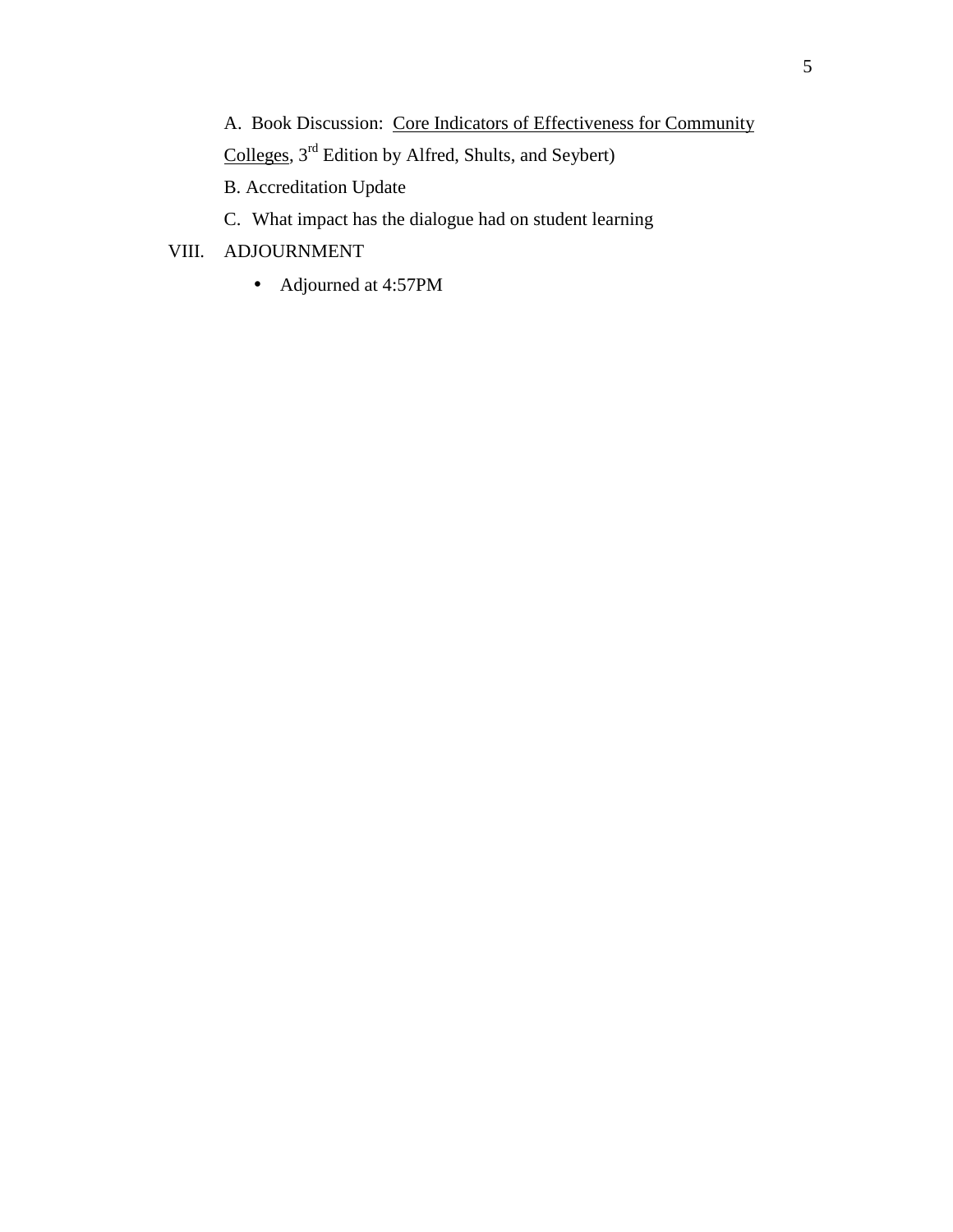A. Book Discussion: <u>Core Indicators of Effectiveness for Community Colleges</u>, 3rd Edition by Alfred, Shults, and Seybert)

B. Accreditation Update

C. What impact has the dialogue had on student learning

VIII. ADJOURNMENT

- Adjourned at 4:57PM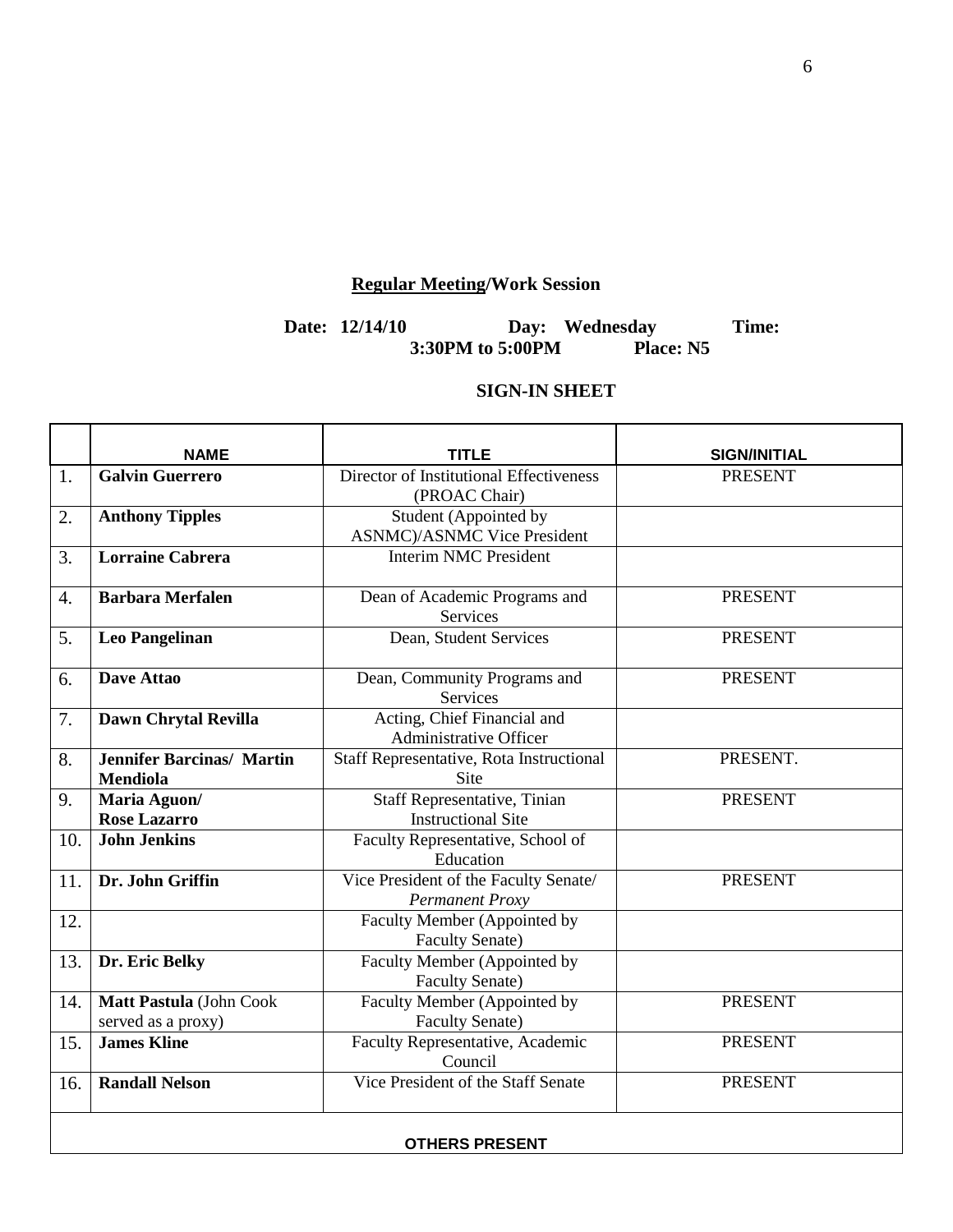**<u>Regular Meeting</u>/Work Session**

**Date: 12/14/10 Day: Wednesday Time: 3:30PM to 5:00PM Place: N5**

**SIGN-IN SHEET**

| | NAME | TITLE | SIGN/INITIAL |
|---|---|---|---|
| 1. | **Galvin Guerrero** | Director of Institutional Effectiveness (PROAC Chair) | PRESENT |
| 2. | **Anthony Tipples** | Student (Appointed by ASNMC)/ASNMC Vice President | |
| 3. | **Lorraine Cabrera** | Interim NMC President | |
| 4. | **Barbara Merfalen** | Dean of Academic Programs and Services | PRESENT |
| 5. | **Leo Pangelinan** | Dean, Student Services | PRESENT |
| 6. | **Dave Attao** | Dean, Community Programs and Services | PRESENT |
| 7. | **Dawn Chrytal Revilla** | Acting, Chief Financial and Administrative Officer | |
| 8. | **Jennifer Barcinas/ Martin Mendiola** | Staff Representative, Rota Instructional Site | PRESENT. |
| 9. | **Maria Aguon/ Rose Lazarro** | Staff Representative, Tinian Instructional Site | PRESENT |
| 10. | **John Jenkins** | Faculty Representative, School of Education | |
| 11. | **Dr. John Griffin** | Vice President of the Faculty Senate/ *Permanent Proxy* | PRESENT |
| 12. | | Faculty Member (Appointed by Faculty Senate) | |
| 13. | **Dr. Eric Belky** | Faculty Member (Appointed by Faculty Senate) | |
| 14. | **Matt Pastula** (John Cook served as a proxy) | Faculty Member (Appointed by Faculty Senate) | PRESENT |
| 15. | **James Kline** | Faculty Representative, Academic Council | PRESENT |
| 16. | **Randall Nelson** | Vice President of the Staff Senate | PRESENT |
| | **OTHERS PRESENT** | | |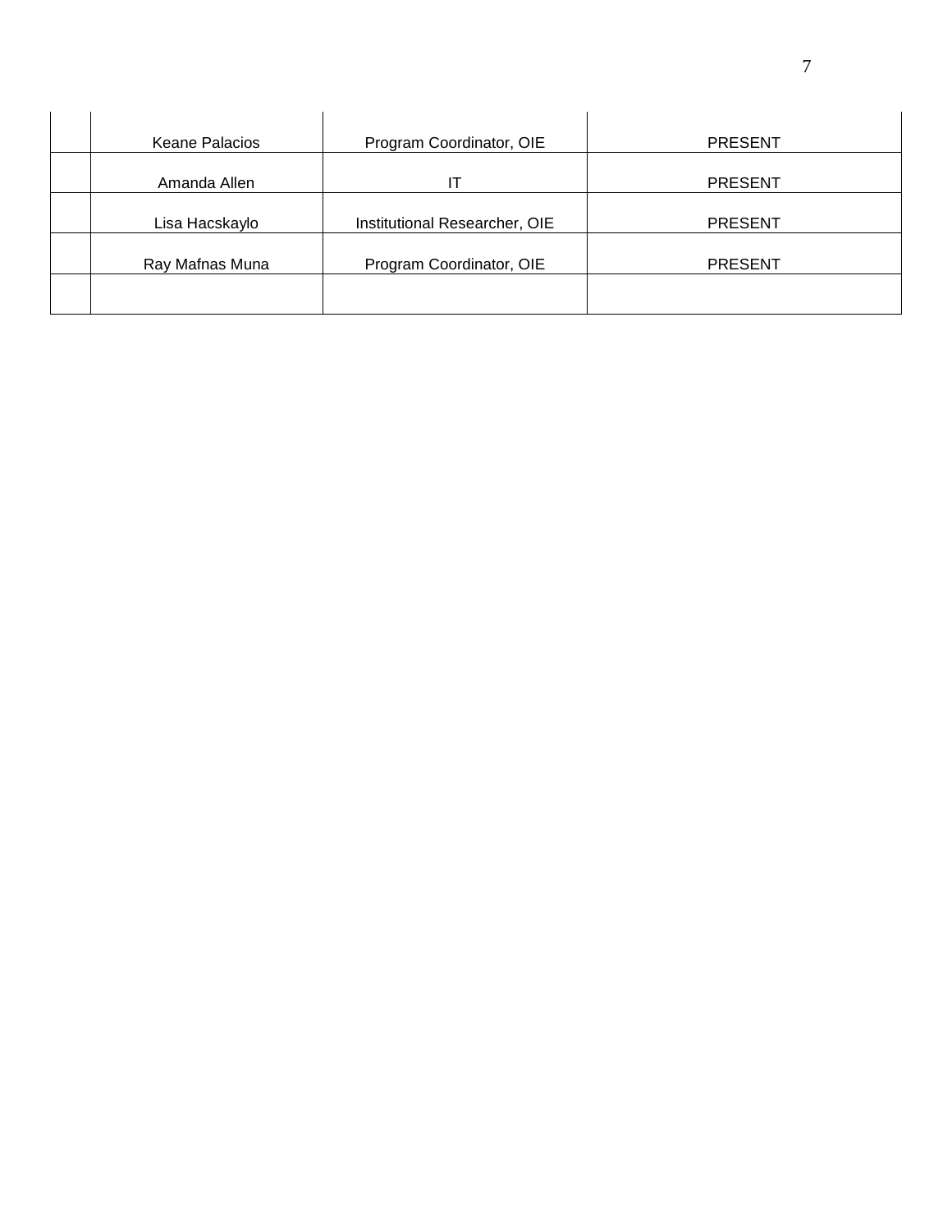| | | | |
|---|---|---|---|
| | Keane Palacios | Program Coordinator, OIE | PRESENT |
| | Amanda Allen | IT | PRESENT |
| | Lisa Hacskaylo | Institutional Researcher, OIE | PRESENT |
| | Ray Mafnas Muna | Program Coordinator, OIE | PRESENT |
| | | | |